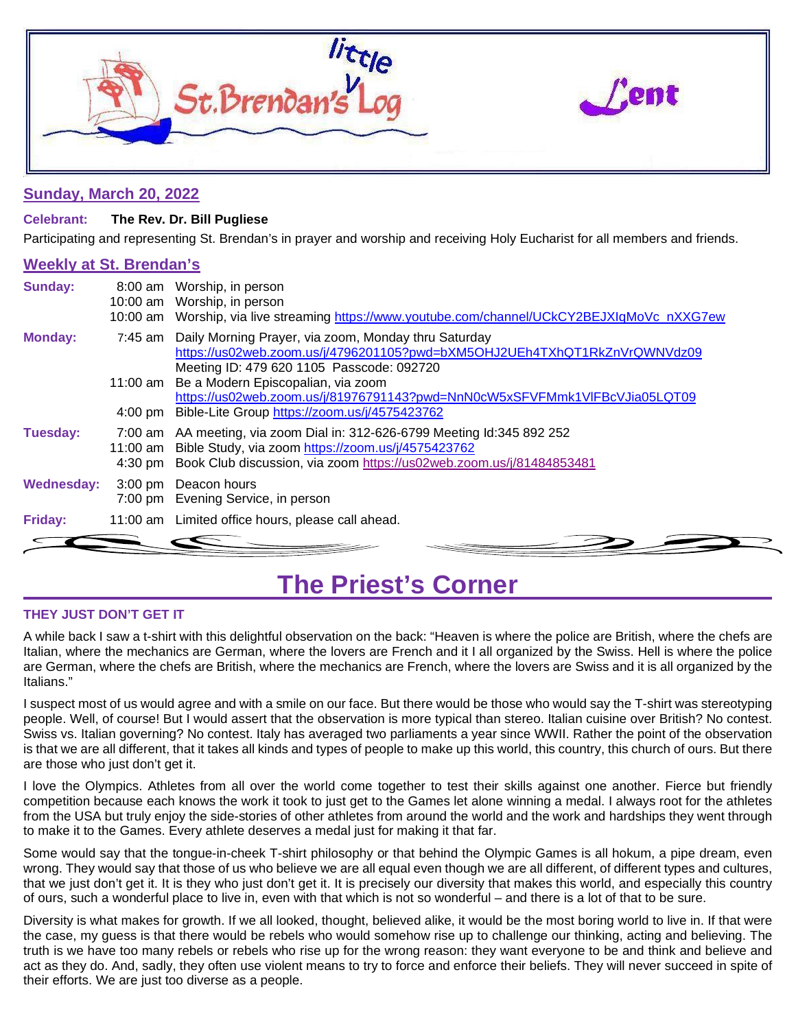# little St. Brendan's Log — Lent

## Sunday, March 20, 2022

**Celebrant: The Rev. Dr. Bill Pugliese**

Participating and representing St. Brendan's in prayer and worship and receiving Holy Eucharist for all members and friends.

## Weekly at St. Brendan's

**Sunday:**
- 8:00 am Worship, in person
- 10:00 am Worship, in person
- 10:00 am Worship, via live streaming https://www.youtube.com/channel/UCkCY2BEJXIqMoVc_nXXG7ew

**Monday:**
- 7:45 am Daily Morning Prayer, via zoom, Monday thru Saturday https://us02web.zoom.us/j/4796201105?pwd=bXM5OHJ2UEh4TXhQT1RkZnVrQWNVdz09 Meeting ID: 479 620 1105 Passcode: 092720
- 11:00 am Be a Modern Episcopalian, via zoom https://us02web.zoom.us/j/81976791143?pwd=NnN0cW5xSFVFMmk1VlFBcVJia05LQT09
- 4:00 pm Bible-Lite Group https://zoom.us/j/4575423762

**Tuesday:**
- 7:00 am AA meeting, via zoom Dial in: 312-626-6799 Meeting Id:345 892 252
- 11:00 am Bible Study, via zoom https://zoom.us/j/4575423762
- 4:30 pm Book Club discussion, via zoom https://us02web.zoom.us/j/81484853481

**Wednesday:**
- 3:00 pm Deacon hours
- 7:00 pm Evening Service, in person

**Friday:**
- 11:00 am Limited office hours, please call ahead.

# The Priest's Corner

### THEY JUST DON'T GET IT

A while back I saw a t-shirt with this delightful observation on the back: "Heaven is where the police are British, where the chefs are Italian, where the mechanics are German, where the lovers are French and it I all organized by the Swiss. Hell is where the police are German, where the chefs are British, where the mechanics are French, where the lovers are Swiss and it is all organized by the Italians."

I suspect most of us would agree and with a smile on our face. But there would be those who would say the T-shirt was stereotyping people. Well, of course! But I would assert that the observation is more typical than stereo. Italian cuisine over British? No contest. Swiss vs. Italian governing? No contest. Italy has averaged two parliaments a year since WWII. Rather the point of the observation is that we are all different, that it takes all kinds and types of people to make up this world, this country, this church of ours. But there are those who just don't get it.

I love the Olympics. Athletes from all over the world come together to test their skills against one another. Fierce but friendly competition because each knows the work it took to just get to the Games let alone winning a medal. I always root for the athletes from the USA but truly enjoy the side-stories of other athletes from around the world and the work and hardships they went through to make it to the Games. Every athlete deserves a medal just for making it that far.

Some would say that the tongue-in-cheek T-shirt philosophy or that behind the Olympic Games is all hokum, a pipe dream, even wrong. They would say that those of us who believe we are all equal even though we are all different, of different types and cultures, that we just don't get it. It is they who just don't get it. It is precisely our diversity that makes this world, and especially this country of ours, such a wonderful place to live in, even with that which is not so wonderful – and there is a lot of that to be sure.

Diversity is what makes for growth. If we all looked, thought, believed alike, it would be the most boring world to live in. If that were the case, my guess is that there would be rebels who would somehow rise up to challenge our thinking, acting and believing. The truth is we have too many rebels or rebels who rise up for the wrong reason: they want everyone to be and think and believe and act as they do. And, sadly, they often use violent means to try to force and enforce their beliefs. They will never succeed in spite of their efforts. We are just too diverse as a people.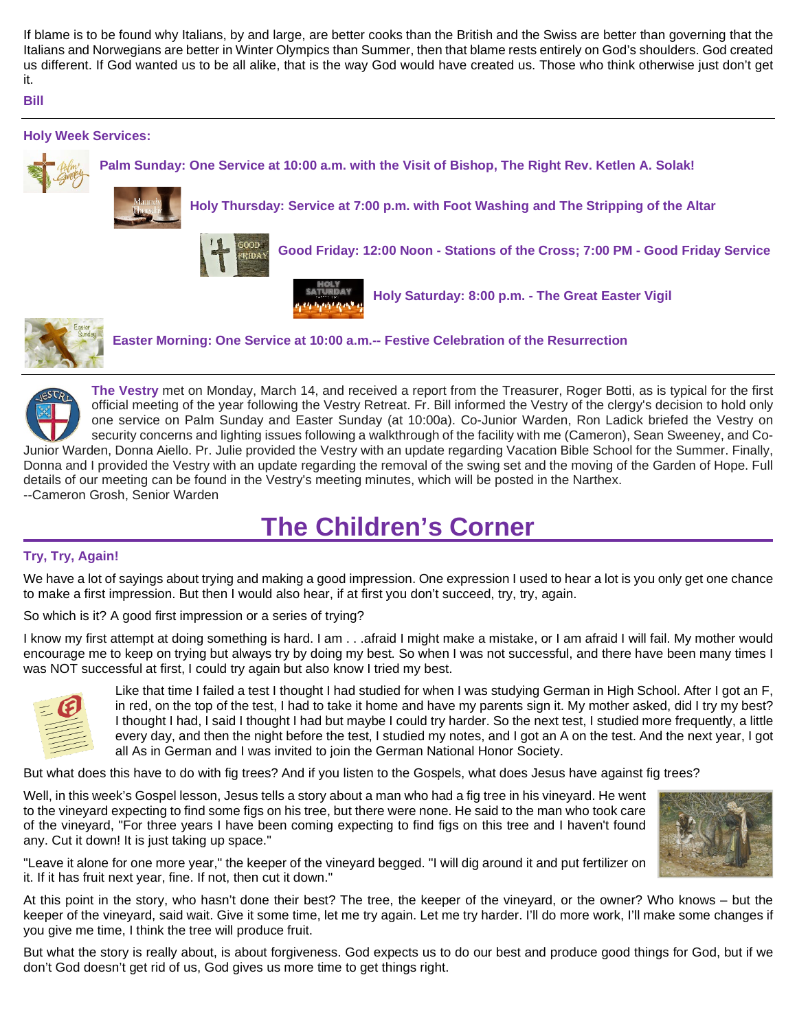If blame is to be found why Italians, by and large, are better cooks than the British and the Swiss are better than governing that the Italians and Norwegians are better in Winter Olympics than Summer, then that blame rests entirely on God's shoulders. God created us different. If God wanted us to be all alike, that is the way God would have created us. Those who think otherwise just don't get it.

**Bill**

---

**Holy Week Services:**

**Palm Sunday: One Service at 10:00 a.m. with the Visit of Bishop, The Right Rev. Ketlen A. Solak!**

**Holy Thursday: Service at 7:00 p.m. with Foot Washing and The Stripping of the Altar**

**Good Friday: 12:00 Noon - Stations of the Cross; 7:00 PM - Good Friday Service**

**Holy Saturday: 8:00 p.m. - The Great Easter Vigil**

**Easter Morning: One Service at 10:00 a.m.-- Festive Celebration of the Resurrection**

---

**The Vestry** met on Monday, March 14, and received a report from the Treasurer, Roger Botti, as is typical for the first official meeting of the year following the Vestry Retreat. Fr. Bill informed the Vestry of the clergy's decision to hold only one service on Palm Sunday and Easter Sunday (at 10:00a). Co-Junior Warden, Ron Ladick briefed the Vestry on security concerns and lighting issues following a walkthrough of the facility with me (Cameron), Sean Sweeney, and Co-Junior Warden, Donna Aiello. Pr. Julie provided the Vestry with an update regarding Vacation Bible School for the Summer. Finally, Donna and I provided the Vestry with an update regarding the removal of the swing set and the moving of the Garden of Hope. Full details of our meeting can be found in the Vestry's meeting minutes, which will be posted in the Narthex.
--Cameron Grosh, Senior Warden

# The Children's Corner

**Try, Try, Again!**

We have a lot of sayings about trying and making a good impression. One expression I used to hear a lot is you only get one chance to make a first impression. But then I would also hear, if at first you don't succeed, try, try, again.

So which is it? A good first impression or a series of trying?

I know my first attempt at doing something is hard. I am . . .afraid I might make a mistake, or I am afraid I will fail. My mother would encourage me to keep on trying but always try by doing my best. So when I was not successful, and there have been many times I was NOT successful at first, I could try again but also know I tried my best.

Like that time I failed a test I thought I had studied for when I was studying German in High School. After I got an F, in red, on the top of the test, I had to take it home and have my parents sign it. My mother asked, did I try my best? I thought I had, I said I thought I had but maybe I could try harder. So the next test, I studied more frequently, a little every day, and then the night before the test, I studied my notes, and I got an A on the test. And the next year, I got all As in German and I was invited to join the German National Honor Society.

But what does this have to do with fig trees? And if you listen to the Gospels, what does Jesus have against fig trees?

Well, in this week's Gospel lesson, Jesus tells a story about a man who had a fig tree in his vineyard. He went to the vineyard expecting to find some figs on his tree, but there were none. He said to the man who took care of the vineyard, "For three years I have been coming expecting to find figs on this tree and I haven't found any. Cut it down! It is just taking up space."

"Leave it alone for one more year," the keeper of the vineyard begged. "I will dig around it and put fertilizer on it. If it has fruit next year, fine. If not, then cut it down."

At this point in the story, who hasn't done their best? The tree, the keeper of the vineyard, or the owner? Who knows – but the keeper of the vineyard, said wait. Give it some time, let me try again. Let me try harder. I'll do more work, I'll make some changes if you give me time, I think the tree will produce fruit.

But what the story is really about, is about forgiveness. God expects us to do our best and produce good things for God, but if we don't God doesn't get rid of us, God gives us more time to get things right.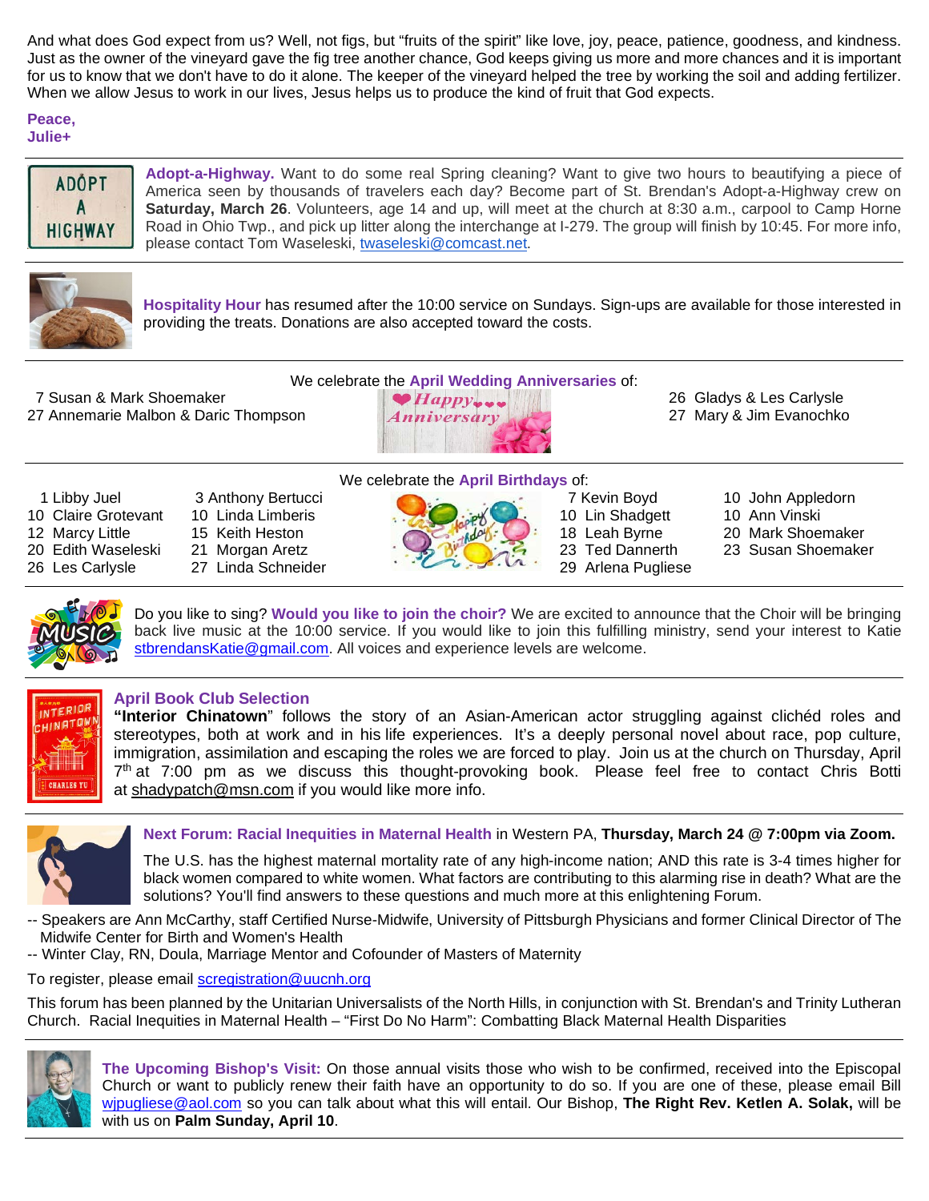And what does God expect from us? Well, not figs, but "fruits of the spirit" like love, joy, peace, patience, goodness, and kindness. Just as the owner of the vineyard gave the fig tree another chance, God keeps giving us more and more chances and it is important for us to know that we don't have to do it alone. The keeper of the vineyard helped the tree by working the soil and adding fertilizer. When we allow Jesus to work in our lives, Jesus helps us to produce the kind of fruit that God expects.

**Peace,**
**Julie+**

---

**Adopt-a-Highway.** Want to do some real Spring cleaning? Want to give two hours to beautifying a piece of America seen by thousands of travelers each day? Become part of St. Brendan's Adopt-a-Highway crew on **Saturday, March 26**. Volunteers, age 14 and up, will meet at the church at 8:30 a.m., carpool to Camp Horne Road in Ohio Twp., and pick up litter along the interchange at I-279. The group will finish by 10:45. For more info, please contact Tom Waseleski, twaseleski@comcast.net.

---

**Hospitality Hour** has resumed after the 10:00 service on Sundays. Sign-ups are available for those interested in providing the treats. Donations are also accepted toward the costs.

---

We celebrate the **April Wedding Anniversaries** of:

- 7 Susan & Mark Shoemaker
- 27 Annemarie Malbon & Daric Thompson
- 26 Gladys & Les Carlyle
- 27 Mary & Jim Evanochko

---

We celebrate the **April Birthdays** of:

- 1 Libby Juel
- 10 Claire Grotevant
- 12 Marcy Little
- 20 Edith Waseleski
- 26 Les Carlyle
- 3 Anthony Bertucci
- 10 Linda Limberis
- 15 Keith Heston
- 21 Morgan Aretz
- 27 Linda Schneider
- 7 Kevin Boyd
- 10 Lin Shadgett
- 18 Leah Byrne
- 23 Ted Dannerth
- 29 Arlena Pugliese
- 10 John Appledorn
- 10 Ann Vinski
- 20 Mark Shoemaker
- 23 Susan Shoemaker

---

Do you like to sing? **Would you like to join the choir?** We are excited to announce that the Choir will be bringing back live music at the 10:00 service. If you would like to join this fulfilling ministry, send your interest to Katie stbrendansKatie@gmail.com. All voices and experience levels are welcome.

---

**April Book Club Selection**

**"Interior Chinatown"** follows the story of an Asian-American actor struggling against clichéd roles and stereotypes, both at work and in his life experiences. It's a deeply personal novel about race, pop culture, immigration, assimilation and escaping the roles we are forced to play. Join us at the church on Thursday, April 7th at 7:00 pm as we discuss this thought-provoking book. Please feel free to contact Chris Botti at shadypatch@msn.com if you would like more info.

---

**Next Forum: Racial Inequities in Maternal Health** in Western PA, **Thursday, March 24 @ 7:00pm via Zoom.**

The U.S. has the highest maternal mortality rate of any high-income nation; AND this rate is 3-4 times higher for black women compared to white women. What factors are contributing to this alarming rise in death? What are the solutions? You'll find answers to these questions and much more at this enlightening Forum.

-- Speakers are Ann McCarthy, staff Certified Nurse-Midwife, University of Pittsburgh Physicians and former Clinical Director of The Midwife Center for Birth and Women's Health
-- Winter Clay, RN, Doula, Marriage Mentor and Cofounder of Masters of Maternity

To register, please email scregistration@uucnh.org

This forum has been planned by the Unitarian Universalists of the North Hills, in conjunction with St. Brendan's and Trinity Lutheran Church. Racial Inequities in Maternal Health – "First Do No Harm": Combatting Black Maternal Health Disparities

---

**The Upcoming Bishop's Visit:** On those annual visits those who wish to be confirmed, received into the Episcopal Church or want to publicly renew their faith have an opportunity to do so. If you are one of these, please email Bill wjpugliese@aol.com so you can talk about what this will entail. Our Bishop, **The Right Rev. Ketlen A. Solak,** will be with us on **Palm Sunday, April 10**.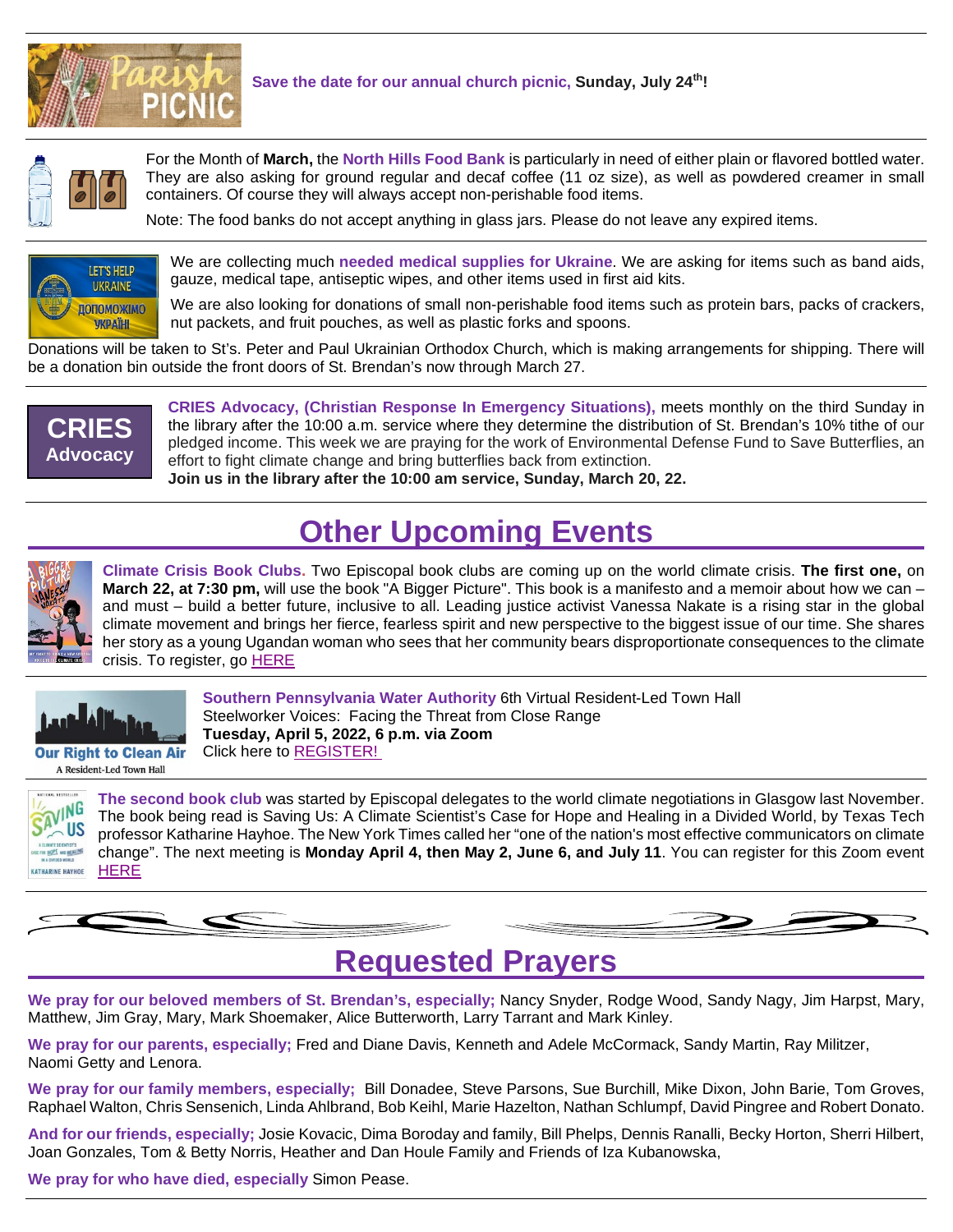**Save the date for our annual church picnic, Sunday, July 24th!**

For the Month of **March,** the **North Hills Food Bank** is particularly in need of either plain or flavored bottled water. They are also asking for ground regular and decaf coffee (11 oz size), as well as powdered creamer in small containers. Of course they will always accept non-perishable food items.

Note: The food banks do not accept anything in glass jars. Please do not leave any expired items.

We are collecting much **needed medical supplies for Ukraine**. We are asking for items such as band aids, gauze, medical tape, antiseptic wipes, and other items used in first aid kits.

We are also looking for donations of small non-perishable food items such as protein bars, packs of crackers, nut packets, and fruit pouches, as well as plastic forks and spoons.

Donations will be taken to St's. Peter and Paul Ukrainian Orthodox Church, which is making arrangements for shipping. There will be a donation bin outside the front doors of St. Brendan's now through March 27.

**CRIES Advocacy**

**CRIES Advocacy, (Christian Response In Emergency Situations),** meets monthly on the third Sunday in the library after the 10:00 a.m. service where they determine the distribution of St. Brendan's 10% tithe of our pledged income. This week we are praying for the work of Environmental Defense Fund to Save Butterflies, an effort to fight climate change and bring butterflies back from extinction.
**Join us in the library after the 10:00 am service, Sunday, March 20, 22.**

# Other Upcoming Events

**Climate Crisis Book Clubs.** Two Episcopal book clubs are coming up on the world climate crisis. **The first one,** on **March 22, at 7:30 pm,** will use the book "A Bigger Picture". This book is a manifesto and a memoir about how we can – and must – build a better future, inclusive to all. Leading justice activist Vanessa Nakate is a rising star in the global climate movement and brings her fierce, fearless spirit and new perspective to the biggest issue of our time. She shares her story as a young Ugandan woman who sees that her community bears disproportionate consequences to the climate crisis. To register, go HERE

**Southern Pennsylvania Water Authority** 6th Virtual Resident-Led Town Hall
Steelworker Voices: Facing the Threat from Close Range
**Tuesday, April 5, 2022, 6 p.m. via Zoom**
Click here to REGISTER!

**The second book club** was started by Episcopal delegates to the world climate negotiations in Glasgow last November. The book being read is Saving Us: A Climate Scientist's Case for Hope and Healing in a Divided World, by Texas Tech professor Katharine Hayhoe. The New York Times called her "one of the nation's most effective communicators on climate change". The next meeting is **Monday April 4, then May 2, June 6, and July 11**. You can register for this Zoom event HERE

# Requested Prayers

**We pray for our beloved members of St. Brendan's, especially;** Nancy Snyder, Rodge Wood, Sandy Nagy, Jim Harpst, Mary, Matthew, Jim Gray, Mary, Mark Shoemaker, Alice Butterworth, Larry Tarrant and Mark Kinley.

**We pray for our parents, especially;** Fred and Diane Davis, Kenneth and Adele McCormack, Sandy Martin, Ray Militzer, Naomi Getty and Lenora.

**We pray for our family members, especially;** Bill Donadee, Steve Parsons, Sue Burchill, Mike Dixon, John Barie, Tom Groves, Raphael Walton, Chris Sensenich, Linda Ahlbrand, Bob Keihl, Marie Hazelton, Nathan Schlumpf, David Pingree and Robert Donato.

**And for our friends, especially;** Josie Kovacic, Dima Boroday and family, Bill Phelps, Dennis Ranalli, Becky Horton, Sherri Hilbert, Joan Gonzales, Tom & Betty Norris, Heather and Dan Houle Family and Friends of Iza Kubanowska,

**We pray for who have died, especially** Simon Pease.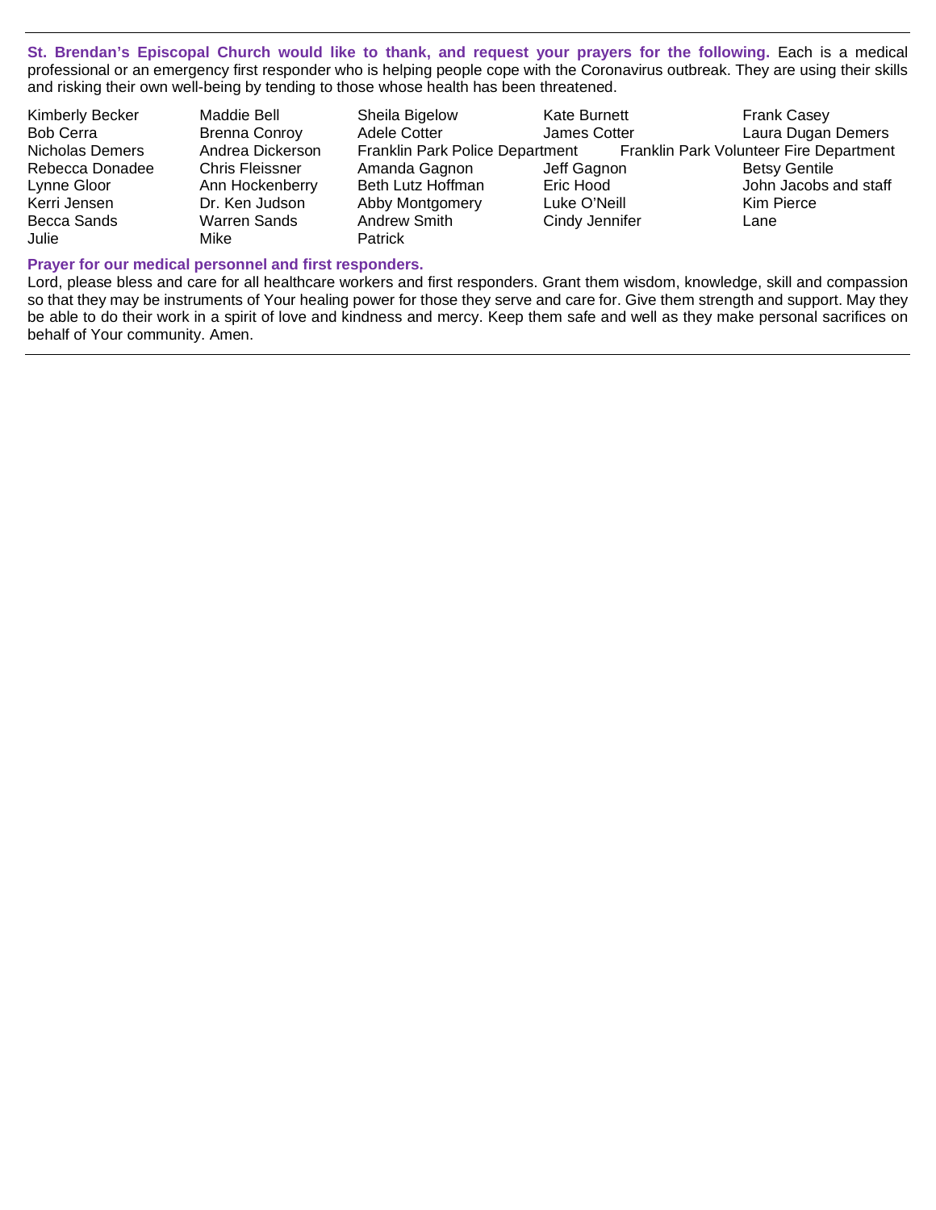**St. Brendan's Episcopal Church would like to thank, and request your prayers for the following.** Each is a medical professional or an emergency first responder who is helping people cope with the Coronavirus outbreak. They are using their skills and risking their own well-being by tending to those whose health has been threatened.

| | | | | |
|---|---|---|---|---|
| Kimberly Becker | Maddie Bell | Sheila Bigelow | Kate Burnett | Frank Casey |
| Bob Cerra | Brenna Conroy | Adele Cotter | James Cotter | Laura Dugan Demers |
| Nicholas Demers | Andrea Dickerson | Franklin Park Police Department | | Franklin Park Volunteer Fire Department |
| Rebecca Donadee | Chris Fleissner | Amanda Gagnon | Jeff Gagnon | Betsy Gentile |
| Lynne Gloor | Ann Hockenberry | Beth Lutz Hoffman | Eric Hood | John Jacobs and staff |
| Kerri Jensen | Dr. Ken Judson | Abby Montgomery | Luke O'Neill | Kim Pierce |
| Becca Sands | Warren Sands | Andrew Smith | Cindy Jennifer | Lane |
| Julie | Mike | Patrick | | |

**Prayer for our medical personnel and first responders.**

Lord, please bless and care for all healthcare workers and first responders. Grant them wisdom, knowledge, skill and compassion so that they may be instruments of Your healing power for those they serve and care for. Give them strength and support. May they be able to do their work in a spirit of love and kindness and mercy. Keep them safe and well as they make personal sacrifices on behalf of Your community. Amen.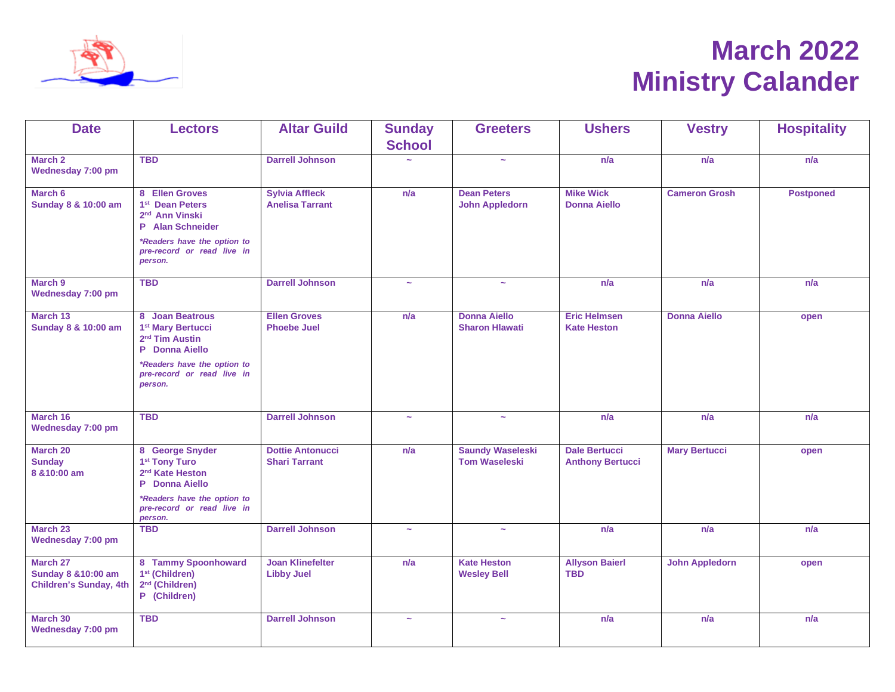# March 2022 Ministry Calander

| Date | Lectors | Altar Guild | Sunday School | Greeters | Ushers | Vestry | Hospitality |
|---|---|---|---|---|---|---|---|
| **March 2**<br>**Wednesday 7:00 pm** | TBD | Darrell Johnson | ~ | ~ | n/a | n/a | n/a |
| **March 6**<br>**Sunday 8 & 10:00 am** | 8 Ellen Groves<br>1st Dean Peters<br>2nd Ann Vinski<br>P Alan Schneider<br>*\*Readers have the option to pre-record or read live in person.* | Sylvia Affleck<br>Anelisa Tarrant | n/a | Dean Peters<br>John Appledorn | Mike Wick<br>Donna Aiello | Cameron Grosh | Postponed |
| **March 9**<br>**Wednesday 7:00 pm** | TBD | Darrell Johnson | ~ | ~ | n/a | n/a | n/a |
| **March 13**<br>**Sunday 8 & 10:00 am** | 8 Joan Beatrous<br>1st Mary Bertucci<br>2nd Tim Austin<br>P Donna Aiello<br>*\*Readers have the option to pre-record or read live in person.* | Ellen Groves<br>Phoebe Juel | n/a | Donna Aiello<br>Sharon Hlawati | Eric Helmsen<br>Kate Heston | Donna Aiello | open |
| **March 16**<br>**Wednesday 7:00 pm** | TBD | Darrell Johnson | ~ | ~ | n/a | n/a | n/a |
| **March 20**<br>**Sunday**<br>**8 &10:00 am** | 8 George Snyder<br>1st Tony Turo<br>2nd Kate Heston<br>P Donna Aiello<br>*\*Readers have the option to pre-record or read live in person.* | Dottie Antonucci<br>Shari Tarrant | n/a | Saundy Waseleski<br>Tom Waseleski | Dale Bertucci<br>Anthony Bertucci | Mary Bertucci | open |
| **March 23**<br>**Wednesday 7:00 pm** | TBD | Darrell Johnson | ~ | ~ | n/a | n/a | n/a |
| **March 27**<br>**Sunday 8 &10:00 am**<br>**Children's Sunday, 4th** | 8 Tammy Spoonhoward<br>1st (Children)<br>2nd (Children)<br>P (Children) | Joan Klinefelter<br>Libby Juel | n/a | Kate Heston<br>Wesley Bell | Allyson Baierl<br>TBD | John Appledorn | open |
| **March 30**<br>**Wednesday 7:00 pm** | TBD | Darrell Johnson | ~ | ~ | n/a | n/a | n/a |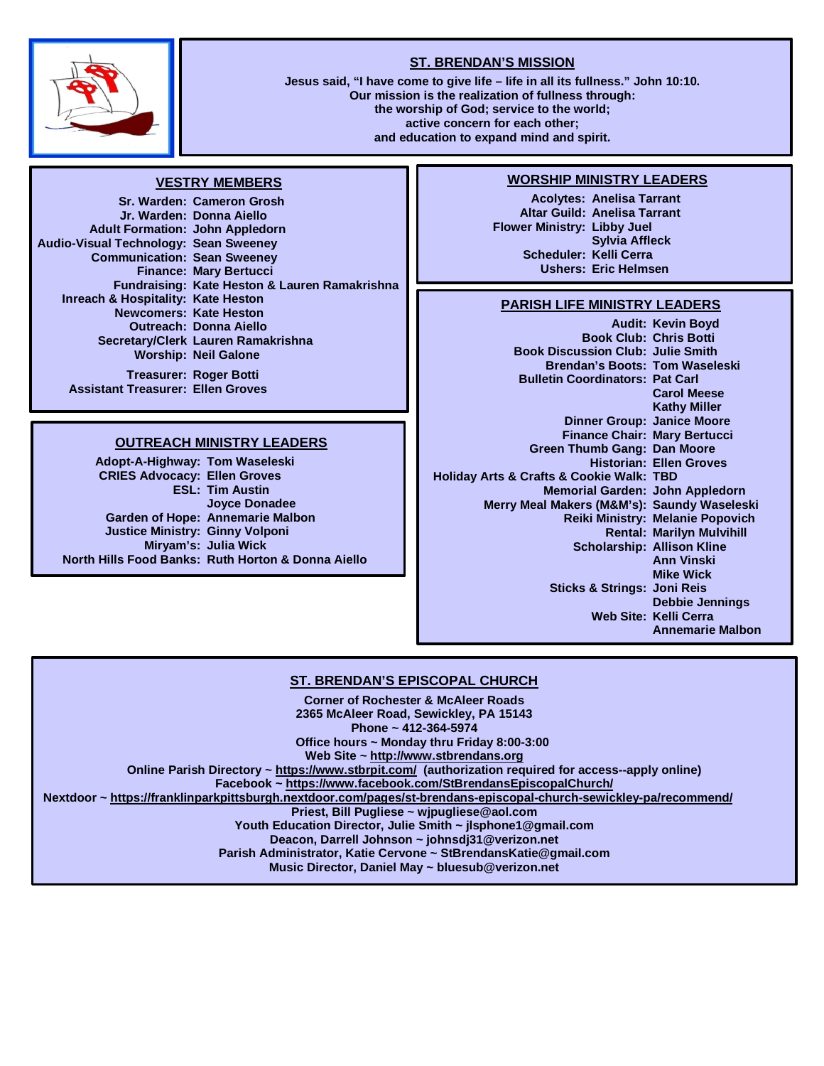## ST. BRENDAN'S MISSION

**Jesus said, "I have come to give life – life in all its fullness." John 10:10.**
**Our mission is the realization of fullness through:**
**the worship of God; service to the world;**
**active concern for each other;**
**and education to expand mind and spirit.**

## VESTRY MEMBERS

**Sr. Warden:** Cameron Grosh
**Jr. Warden:** Donna Aiello
**Adult Formation:** John Appledorn
**Audio-Visual Technology:** Sean Sweeney
**Communication:** Sean Sweeney
**Finance:** Mary Bertucci
**Fundraising:** Kate Heston & Lauren Ramakrishna
**Inreach & Hospitality:** Kate Heston
**Newcomers:** Kate Heston
**Outreach:** Donna Aiello
**Secretary/Clerk** Lauren Ramakrishna
**Worship:** Neil Galone

**Treasurer:** Roger Botti
**Assistant Treasurer:** Ellen Groves

## OUTREACH MINISTRY LEADERS

**Adopt-A-Highway:** Tom Waseleski
**CRIES Advocacy:** Ellen Groves
**ESL:** Tim Austin, Joyce Donadee
**Garden of Hope:** Annemarie Malbon
**Justice Ministry:** Ginny Volponi
**Miryam's:** Julia Wick
**North Hills Food Banks:** Ruth Horton & Donna Aiello

## WORSHIP MINISTRY LEADERS

**Acolytes:** Anelisa Tarrant
**Altar Guild:** Anelisa Tarrant
**Flower Ministry:** Libby Juel, Sylvia Affleck
**Scheduler:** Kelli Cerra
**Ushers:** Eric Helmsen

## PARISH LIFE MINISTRY LEADERS

**Audit:** Kevin Boyd
**Book Club:** Chris Botti
**Book Discussion Club:** Julie Smith
**Brendan's Boots:** Tom Waseleski
**Bulletin Coordinators:** Pat Carl, Carol Meese, Kathy Miller
**Dinner Group:** Janice Moore
**Finance Chair:** Mary Bertucci
**Green Thumb Gang:** Dan Moore
**Historian:** Ellen Groves
**Holiday Arts & Crafts & Cookie Walk:** TBD
**Memorial Garden:** John Appledorn
**Merry Meal Makers (M&M's):** Saundy Waseleski
**Reiki Ministry:** Melanie Popovich
**Rental:** Marilyn Mulvihill
**Scholarship:** Allison Kline, Ann Vinski, Mike Wick
**Sticks & Strings:** Joni Reis, Debbie Jennings
**Web Site:** Kelli Cerra, Annemarie Malbon

## ST. BRENDAN'S EPISCOPAL CHURCH

Corner of Rochester & McAleer Roads
2365 McAleer Road, Sewickley, PA 15143
Phone ~ 412-364-5974
Office hours ~ Monday thru Friday 8:00-3:00
Web Site ~ http://www.stbrendans.org
Online Parish Directory ~ https://www.stbrpit.com/ (authorization required for access--apply online)
Facebook ~ https://www.facebook.com/StBrendansEpiscopalChurch/
Nextdoor ~ https://franklinparkpittsburgh.nextdoor.com/pages/st-brendans-episcopal-church-sewickley-pa/recommend/
Priest, Bill Pugliese ~ wjpugliese@aol.com
Youth Education Director, Julie Smith ~ jlsphone1@gmail.com
Deacon, Darrell Johnson ~ johnsdj31@verizon.net
Parish Administrator, Katie Cervone ~ StBrendansKatie@gmail.com
Music Director, Daniel May ~ bluesub@verizon.net